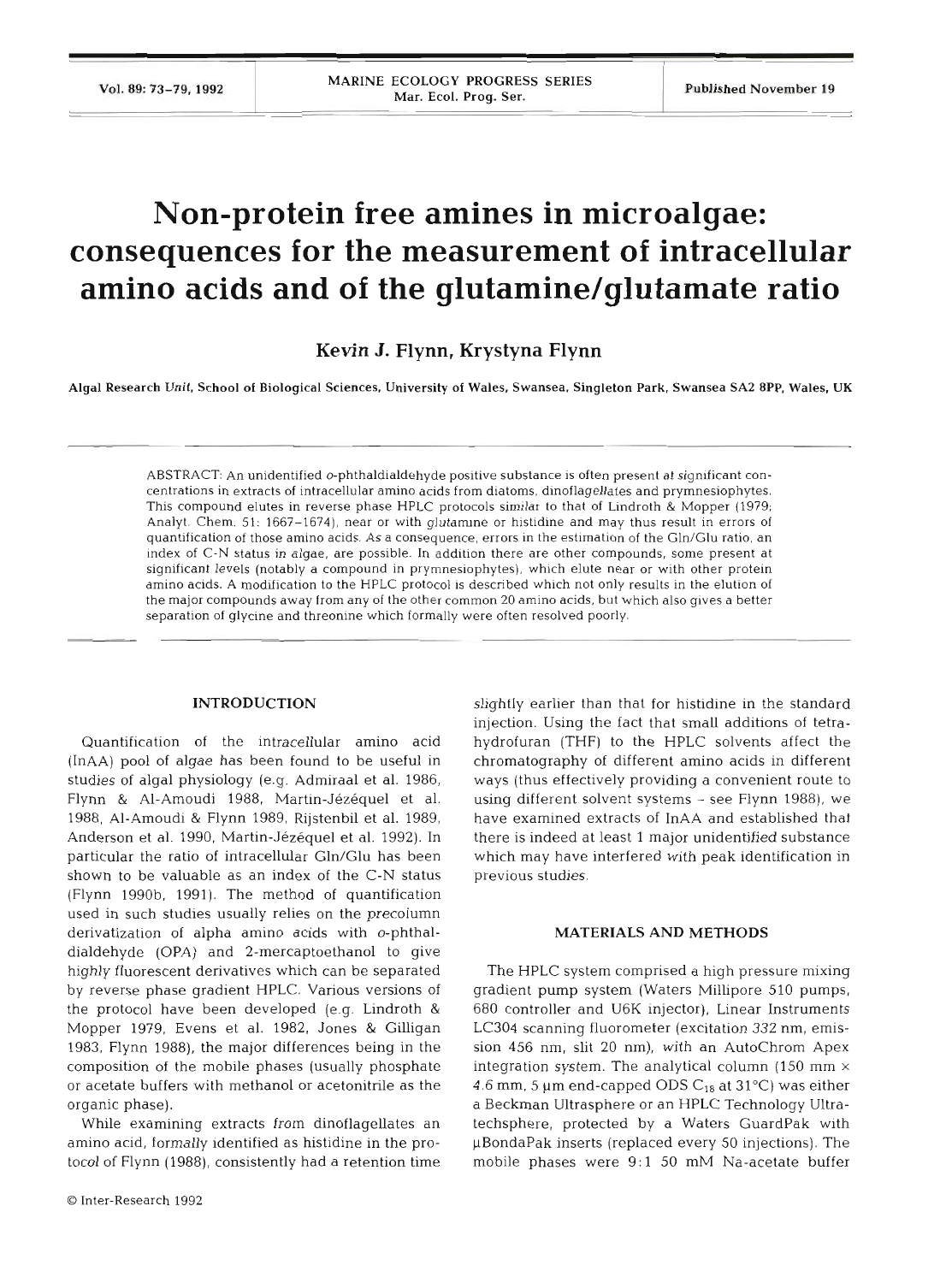# Non-protein free amines in microalgae: consequences for the measurement of intracellular amino acids and of the glutamine/glutamate ratio

**Kevin J. Flynn, Krystyna Flynn**

Algal Research Unit, School of Biological Sciences, University of Wales, Swansea, Singleton Park, Swansea SA2 8PP, Wales, UK

ABSTRACT: An unidentified *o*-phthaldialdehyde positive substance is often present at significant concentrations in extracts of intracellular amino acids from diatoms, dinoflagellates and prymnesiophytes. This compound elutes in reverse phase HPLC protocols similar to that of Lindroth & Mopper (1979; Analyt. Chem. 51: 1667–1674), near or with glutamine or histidine and may thus result in errors of quantification of those amino acids. As a consequence, errors in the estimation of the Gln/Glu ratio, an index of C-N status in algae, are possible. In addition there are other compounds, some present at significant levels (notably a compound in prymnesiophytes), which elute near or with other protein amino acids. A modification to the HPLC protocol is described which not only results in the elution of the major compounds away from any of the other common 20 amino acids, but which also gives a better separation of glycine and threonine which formally were often resolved poorly.

## INTRODUCTION

Quantification of the intracellular amino acid (InAA) pool of algae has been found to be useful in studies of algal physiology (e.g. Admiraal et al. 1986, Flynn & Al-Amoudi 1988, Martin-Jézéquel et al. 1988, Al-Amoudi & Flynn 1989, Rijstenbil et al. 1989, Anderson et al. 1990, Martin-Jézéquel et al. 1992). In particular the ratio of intracellular Gln/Glu has been shown to be valuable as an index of the C-N status (Flynn 1990b, 1991). The method of quantification used in such studies usually relies on the precolumn derivatization of alpha amino acids with *o*-phthaldialdehyde (OPA) and 2-mercaptoethanol to give highly fluorescent derivatives which can be separated by reverse phase gradient HPLC. Various versions of the protocol have been developed (e.g. Lindroth & Mopper 1979, Evens et al. 1982, Jones & Gilligan 1983, Flynn 1988), the major differences being in the composition of the mobile phases (usually phosphate or acetate buffers with methanol or acetonitrile as the organic phase).

While examining extracts from dinoflagellates an amino acid, formally identified as histidine in the protocol of Flynn (1988), consistently had a retention time slightly earlier than that for histidine in the standard injection. Using the fact that small additions of tetrahydrofuran (THF) to the HPLC solvents affect the chromatography of different amino acids in different ways (thus effectively providing a convenient route to using different solvent systems – see Flynn 1988), we have examined extracts of InAA and established that there is indeed at least 1 major unidentified substance which may have interfered with peak identification in previous studies.

## MATERIALS AND METHODS

The HPLC system comprised a high pressure mixing gradient pump system (Waters Millipore 510 pumps, 680 controller and U6K injector), Linear Instruments LC304 scanning fluorometer (excitation 332 nm, emission 456 nm, slit 20 nm), with an AutoChrom Apex integration system. The analytical column (150 mm × 4.6 mm, 5 µm end-capped ODS $C_{18}$ at 31°C) was either a Beckman Ultrasphere or an HPLC Technology Ultratechsphere, protected by a Waters GuardPak with µBondaPak inserts (replaced every 50 injections). The mobile phases were 9:1 50 mM Na-acetate buffer

© Inter-Research 1992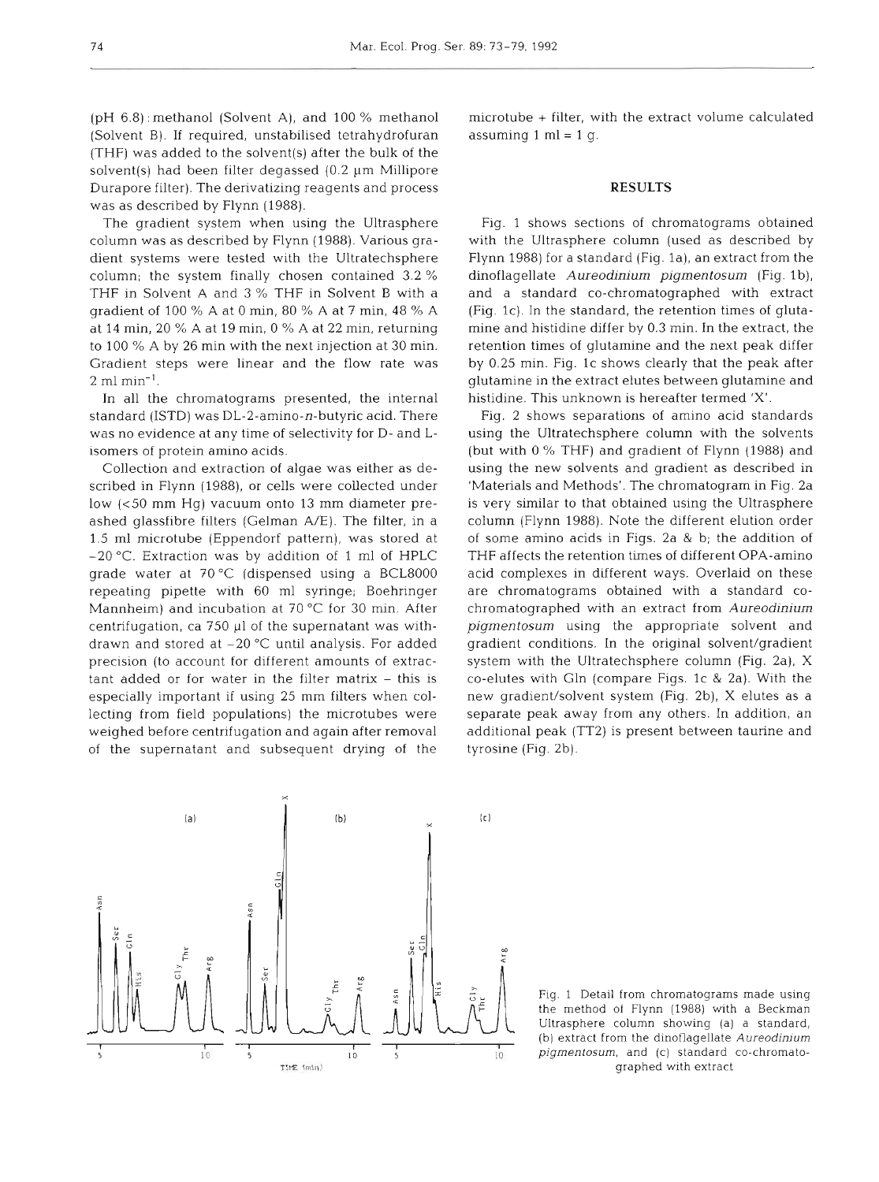(pH 6.8) : methanol (Solvent A), and 100 % methanol (Solvent B). If required, unstabilised tetrahydrofuran (THF) was added to the solvent(s) after the bulk of the solvent(s) had been filter degassed (0.2 µm Millipore Durapore filter). The derivatizing reagents and process was as described by Flynn (1988).

The gradient system when using the Ultrasphere column was as described by Flynn (1988). Various gradient systems were tested with the Ultratechsphere column; the system finally chosen contained 3.2 % THF in Solvent A and 3 % THF in Solvent B with a gradient of 100 % A at 0 min, 80 % A at 7 min, 48 % A at 14 min, 20 % A at 19 min, 0 % A at 22 min, returning to 100 % A by 26 min with the next injection at 30 min. Gradient steps were linear and the flow rate was 2 ml $min^{-1}$.

In all the chromatograms presented, the internal standard (ISTD) was DL-2-amino-*n*-butyric acid. There was no evidence at any time of selectivity for D- and L-isomers of protein amino acids.

Collection and extraction of algae was either as described in Flynn (1988), or cells were collected under low (<50 mm Hg) vacuum onto 13 mm diameter preashed glassfibre filters (Gelman A/E). The filter, in a 1.5 ml microtube (Eppendorf pattern), was stored at −20 °C. Extraction was by addition of 1 ml of HPLC grade water at 70 °C (dispensed using a BCL8000 repeating pipette with 60 ml syringe; Boehringer Mannheim) and incubation at 70 °C for 30 min. After centrifugation, ca 750 µl of the supernatant was withdrawn and stored at −20 °C until analysis. For added precision (to account for different amounts of extractant added or for water in the filter matrix – this is especially important if using 25 mm filters when collecting from field populations) the microtubes were weighed before centrifugation and again after removal of the supernatant and subsequent drying of the microtube + filter, with the extract volume calculated assuming 1 ml = 1 g.

## RESULTS

Fig. 1 shows sections of chromatograms obtained with the Ultrasphere column (used as described by Flynn 1988) for a standard (Fig. 1a), an extract from the dinoflagellate *Aureodinium pigmentosum* (Fig. 1b), and a standard co-chromatographed with extract (Fig. 1c). In the standard, the retention times of glutamine and histidine differ by 0.3 min. In the extract, the retention times of glutamine and the next peak differ by 0.25 min. Fig. 1c shows clearly that the peak after glutamine in the extract elutes between glutamine and histidine. This unknown is hereafter termed 'X'.

Fig. 2 shows separations of amino acid standards using the Ultratechsphere column with the solvents (but with 0 % THF) and gradient of Flynn (1988) and using the new solvents and gradient as described in 'Materials and Methods'. The chromatogram in Fig. 2a is very similar to that obtained using the Ultrasphere column (Flynn 1988). Note the different elution order of some amino acids in Figs. 2a & b; the addition of THF affects the retention times of different OPA-amino acid complexes in different ways. Overlaid on these are chromatograms obtained with a standard co-chromatographed with an extract from *Aureodinium pigmentosum* using the appropriate solvent and gradient conditions. In the original solvent/gradient system with the Ultratechsphere column (Fig. 2a), X co-elutes with Gln (compare Figs. 1c & 2a). With the new gradient/solvent system (Fig. 2b), X elutes as a separate peak away from any others. In addition, an additional peak (TT2) is present between taurine and tyrosine (Fig. 2b).

Fig. 1. Detail from chromatograms made using the method of Flynn (1988) with a Beckman Ultrasphere column showing (a) a standard, (b) extract from the dinoflagellate *Aureodinium pigmentosum*, and (c) standard co-chromatographed with extract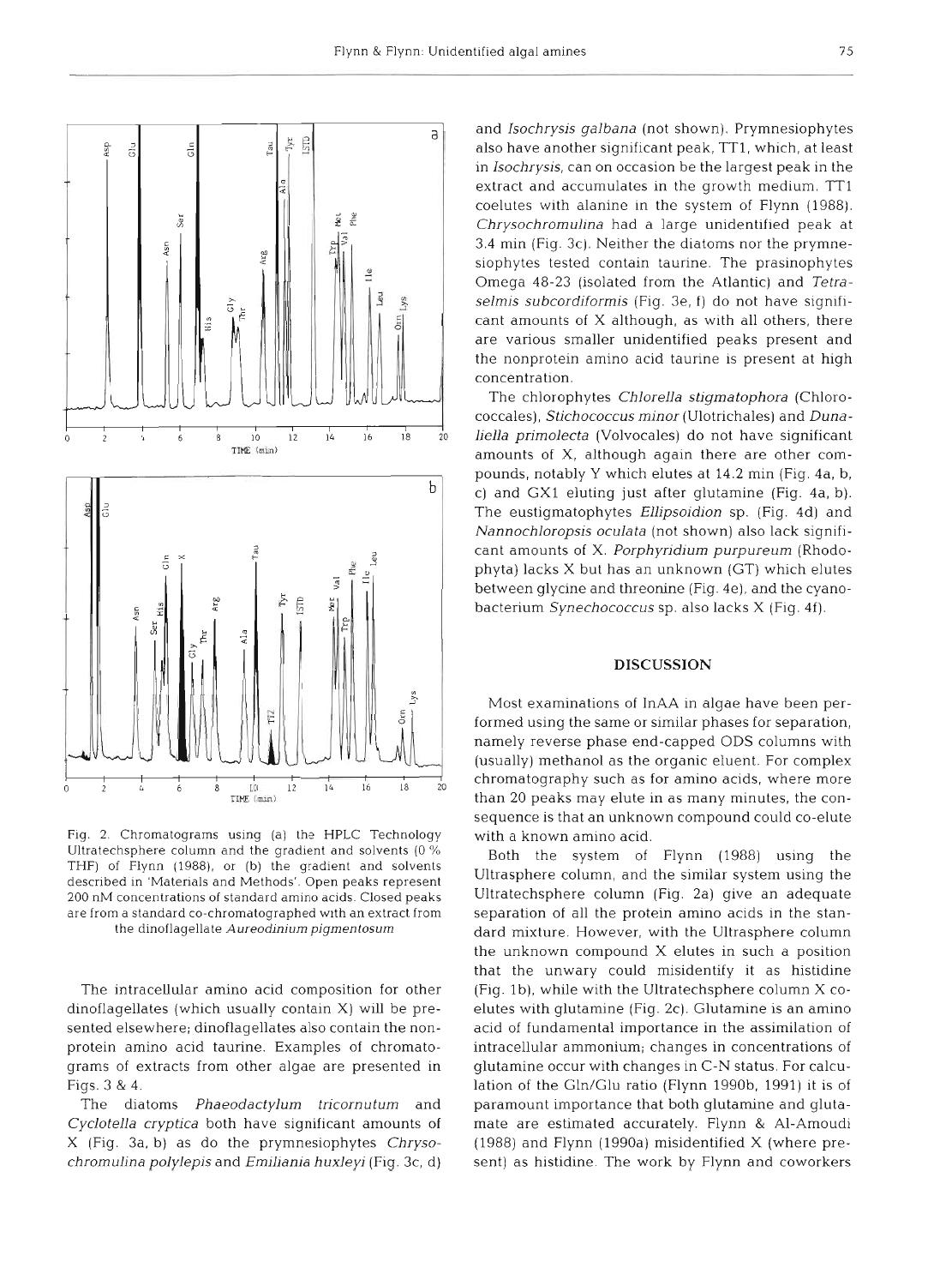Fig. 2. Chromatograms using (a) the HPLC Technology Ultratechsphere column and the gradient and solvents (0 % THF) of Flynn (1988), or (b) the gradient and solvents described in 'Materials and Methods'. Open peaks represent 200 nM concentrations of standard amino acids. Closed peaks are from a standard co-chromatographed with an extract from the dinoflagellate *Aureodinium pigmentosum*

The intracellular amino acid composition for other dinoflagellates (which usually contain X) will be presented elsewhere; dinoflagellates also contain the non-protein amino acid taurine. Examples of chromatograms of extracts from other algae are presented in Figs. 3 & 4.

The diatoms *Phaeodactylum tricornutum* and *Cyclotella cryptica* both have significant amounts of X (Fig. 3a, b) as do the prymnesiophytes *Chrysochromulina polylepis* and *Emiliania huxleyi* (Fig. 3c, d) and *Isochrysis galbana* (not shown). Prymnesiophytes also have another significant peak, TT1, which, at least in *Isochrysis*, can on occasion be the largest peak in the extract and accumulates in the growth medium. TT1 coelutes with alanine in the system of Flynn (1988). *Chrysochromulina* had a large unidentified peak at 3.4 min (Fig. 3c). Neither the diatoms nor the prymnesiophytes tested contain taurine. The prasinophytes Omega 48-23 (isolated from the Atlantic) and *Tetraselmis subcordiformis* (Fig. 3e, f) do not have significant amounts of X although, as with all others, there are various smaller unidentified peaks present and the nonprotein amino acid taurine is present at high concentration.

The chlorophytes *Chlorella stigmatophora* (Chlorococcales), *Stichococcus minor* (Ulotrichales) and *Dunaliella primolecta* (Volvocales) do not have significant amounts of X, although again there are other compounds, notably Y which elutes at 14.2 min (Fig. 4a, b, c) and GX1 eluting just after glutamine (Fig. 4a, b). The eustigmatophytes *Ellipsoidion* sp. (Fig. 4d) and *Nannochloropsis oculata* (not shown) also lack significant amounts of X. *Porphyridium purpureum* (Rhodophyta) lacks X but has an unknown (GT) which elutes between glycine and threonine (Fig. 4e), and the cyanobacterium *Synechococcus* sp. also lacks X (Fig. 4f).

## DISCUSSION

Most examinations of InAA in algae have been performed using the same or similar phases for separation, namely reverse phase end-capped ODS columns with (usually) methanol as the organic eluent. For complex chromatography such as for amino acids, where more than 20 peaks may elute in as many minutes, the consequence is that an unknown compound could co-elute with a known amino acid.

Both the system of Flynn (1988) using the Ultrasphere column, and the similar system using the Ultratechsphere column (Fig. 2a) give an adequate separation of all the protein amino acids in the standard mixture. However, with the Ultrasphere column the unknown compound X elutes in such a position that the unwary could misidentify it as histidine (Fig. 1b), while with the Ultratechsphere column X coelutes with glutamine (Fig. 2c). Glutamine is an amino acid of fundamental importance in the assimilation of intracellular ammonium; changes in concentrations of glutamine occur with changes in C-N status. For calculation of the Gln/Glu ratio (Flynn 1990b, 1991) it is of paramount importance that both glutamine and glutamate are estimated accurately. Flynn & Al-Amoudi (1988) and Flynn (1990a) misidentified X (where present) as histidine. The work by Flynn and coworkers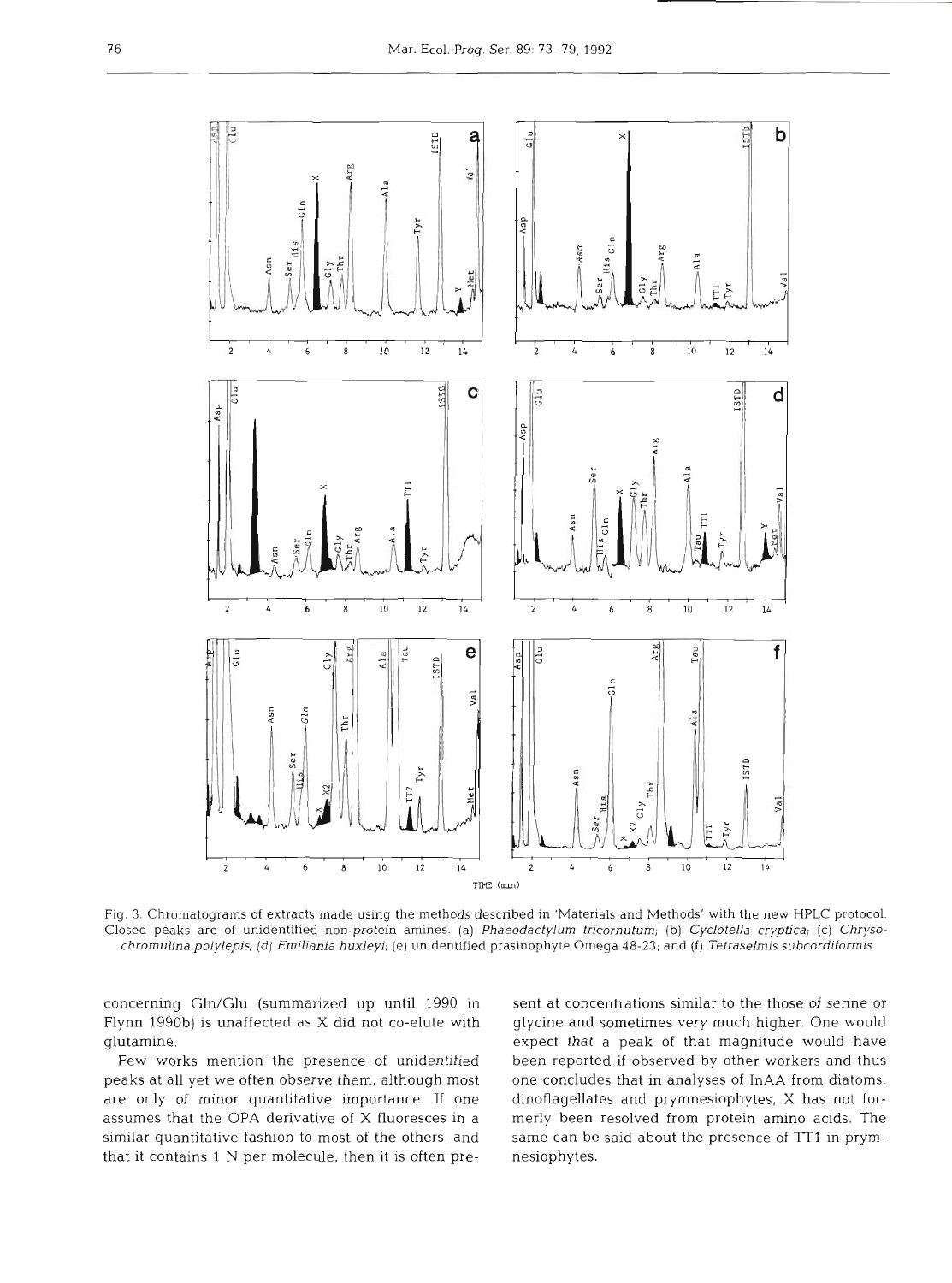Fig. 3. Chromatograms of extracts made using the methods described in 'Materials and Methods' with the new HPLC protocol. Closed peaks are of unidentified non-protein amines. (a) *Phaeodactylum tricornutum*; (b) *Cyclotella cryptica*; (c) *Chrysochromulina polylepis*; (d) *Emiliania huxleyi*; (e) unidentified prasinophyte Omega 48-23; and (f) *Tetraselmis subcordiformis*

concerning Gln/Glu (summarized up until 1990 in Flynn 1990b) is unaffected as X did not co-elute with glutamine.

Few works mention the presence of unidentified peaks at all yet we often observe them, although most are only of minor quantitative importance. If one assumes that the OPA derivative of X fluoresces in a similar quantitative fashion to most of the others, and that it contains 1 N per molecule, then it is often present at concentrations similar to the those of serine or glycine and sometimes very much higher. One would expect that a peak of that magnitude would have been reported if observed by other workers and thus one concludes that in analyses of InAA from diatoms, dinoflagellates and prymnesiophytes, X has not formerly been resolved from protein amino acids. The same can be said about the presence of TT1 in prymnesiophytes.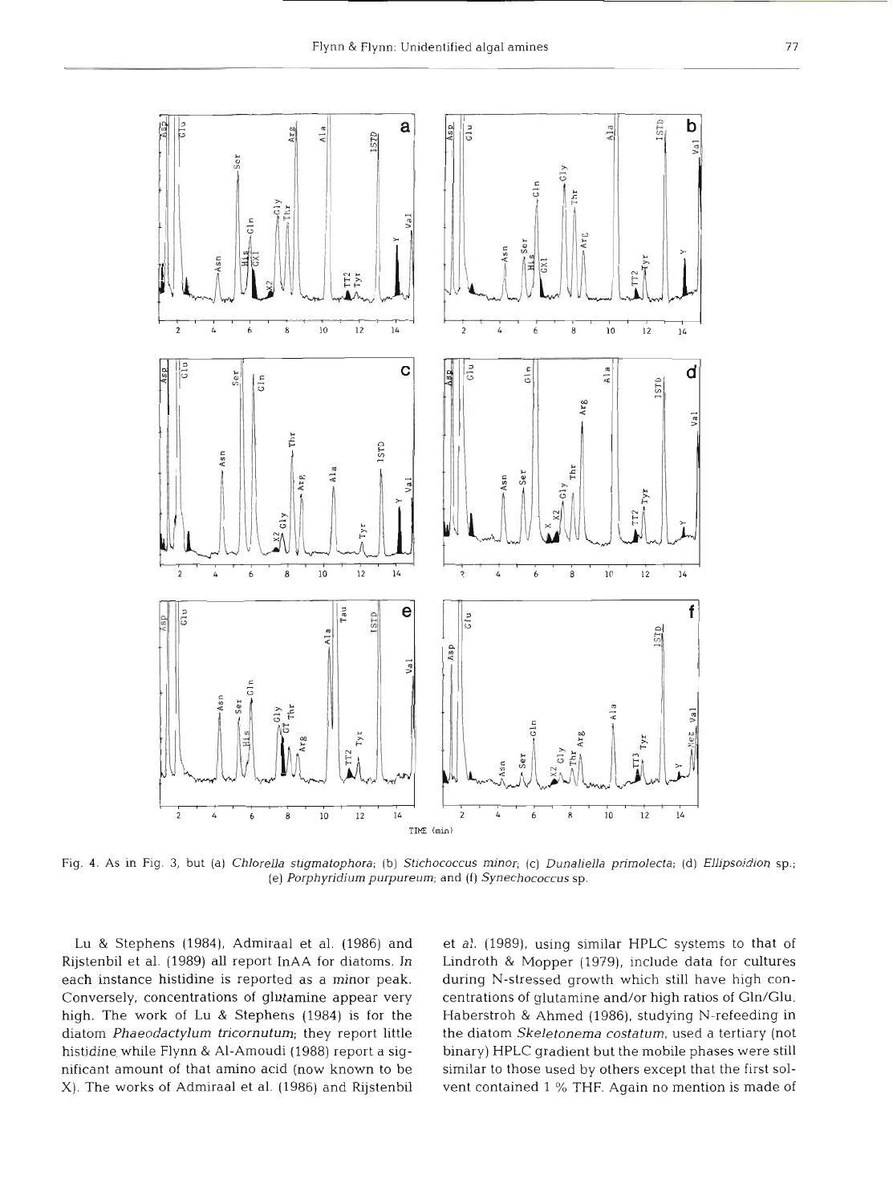Fig. 4. As in Fig. 3, but (a) *Chlorella stigmatophora*; (b) *Stichococcus minor*; (c) *Dunaliella primolecta*; (d) *Ellipsoidion* sp.; (e) *Porphyridium purpureum*; and (f) *Synechococcus* sp.

Lu & Stephens (1984), Admiraal et al. (1986) and Rijstenbil et al. (1989) all report InAA for diatoms. In each instance histidine is reported as a minor peak. Conversely, concentrations of glutamine appear very high. The work of Lu & Stephens (1984) is for the diatom *Phaeodactylum tricornutum*; they report little histidine while Flynn & Al-Amoudi (1988) report a significant amount of that amino acid (now known to be X). The works of Admiraal et al. (1986) and Rijstenbil et al. (1989), using similar HPLC systems to that of Lindroth & Mopper (1979), include data for cultures during N-stressed growth which still have high concentrations of glutamine and/or high ratios of Gln/Glu. Haberstroh & Ahmed (1986), studying N-refeeding in the diatom *Skeletonema costatum*, used a tertiary (not binary) HPLC gradient but the mobile phases were still similar to those used by others except that the first solvent contained 1 % THF. Again no mention is made of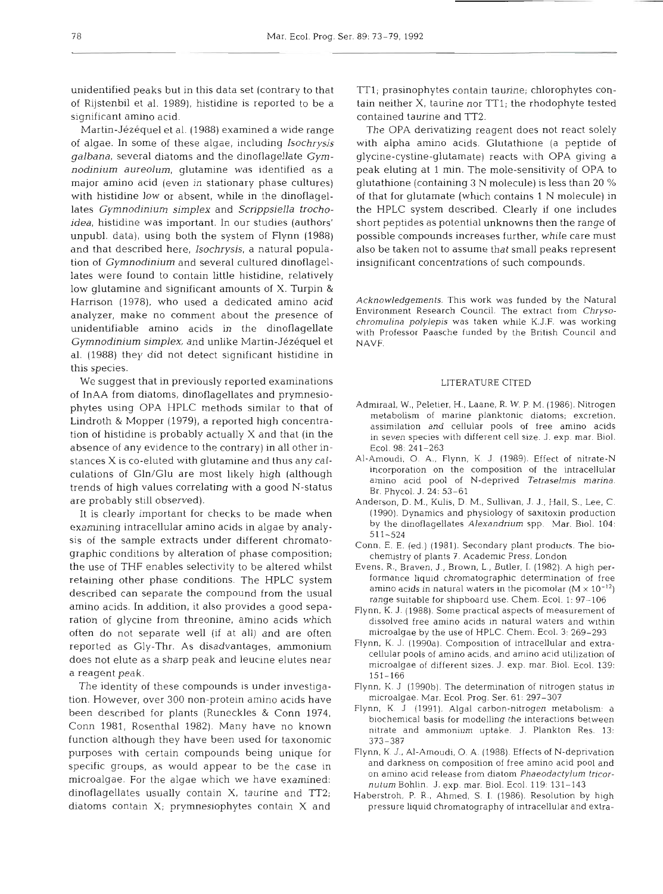unidentified peaks but in this data set (contrary to that of Rijstenbil et al. 1989), histidine is reported to be a significant amino acid.

Martin-Jézéquel et al. (1988) examined a wide range of algae. In some of these algae, including *Isochrysis galbana*, several diatoms and the dinoflagellate *Gymnodinium aureolum*, glutamine was identified as a major amino acid (even in stationary phase cultures) with histidine low or absent, while in the dinoflagellates *Gymnodinium simplex* and *Scrippsiella trochoidea*, histidine was important. In our studies (authors' unpubl. data), using both the system of Flynn (1988) and that described here, *Isochrysis*, a natural population of *Gymnodinium* and several cultured dinoflagellates were found to contain little histidine, relatively low glutamine and significant amounts of X. Turpin & Harrison (1978), who used a dedicated amino acid analyzer, make no comment about the presence of unidentifiable amino acids in the dinoflagellate *Gymnodinium simplex*, and unlike Martin-Jézéquel et al. (1988) they did not detect significant histidine in this species.

We suggest that in previously reported examinations of InAA from diatoms, dinoflagellates and prymnesiophytes using OPA HPLC methods similar to that of Lindroth & Mopper (1979), a reported high concentration of histidine is probably actually X and that (in the absence of any evidence to the contrary) in all other instances X is co-eluted with glutamine and thus any calculations of Gln/Glu are most likely high (although trends of high values correlating with a good N-status are probably still observed).

It is clearly important for checks to be made when examining intracellular amino acids in algae by analysis of the sample extracts under different chromatographic conditions by alteration of phase composition; the use of THF enables selectivity to be altered whilst retaining other phase conditions. The HPLC system described can separate the compound from the usual amino acids. In addition, it also provides a good separation of glycine from threonine, amino acids which often do not separate well (if at all) and are often reported as Gly-Thr. As disadvantages, ammonium does not elute as a sharp peak and leucine elutes near a reagent peak.

The identity of these compounds is under investigation. However, over 300 non-protein amino acids have been described for plants (Runeckles & Conn 1974, Conn 1981, Rosenthal 1982). Many have no known function although they have been used for taxonomic purposes with certain compounds being unique for specific groups, as would appear to be the case in microalgae. For the algae which we have examined: dinoflagellates usually contain X, taurine and TT2; diatoms contain X; prymnesiophytes contain X and TT1; prasinophytes contain taurine; chlorophytes contain neither X, taurine nor TT1; the rhodophyte tested contained taurine and TT2.

The OPA derivatizing reagent does not react solely with alpha amino acids. Glutathione (a peptide of glycine-cystine-glutamate) reacts with OPA giving a peak eluting at 1 min. The mole-sensitivity of OPA to glutathione (containing 3 N molecule) is less than 20 % of that for glutamate (which contains 1 N molecule) in the HPLC system described. Clearly if one includes short peptides as potential unknowns then the range of possible compounds increases further, while care must also be taken not to assume that small peaks represent insignificant concentrations of such compounds.

*Acknowledgements.* This work was funded by the Natural Environment Research Council. The extract from *Chrysochromulina polylepis* was taken while K.J.F. was working with Professor Paasche funded by the British Council and NAVF.

## LITERATURE CITED

Admiraal, W., Peletier, H., Laane, R. W. P. M. (1986). Nitrogen metabolism of marine planktonic diatoms; excretion, assimilation and cellular pools of free amino acids in seven species with different cell size. J. exp. mar. Biol. Ecol. 98: 241–263

Al-Amoudi, O. A., Flynn, K. J. (1989). Effect of nitrate-N incorporation on the composition of the intracellular amino acid pool of N-deprived *Tetraselmis marina*. Br. Phycol. J. 24: 53–61

Anderson, D. M., Kulis, D. M., Sullivan, J. J., Hall, S., Lee, C. (1990). Dynamics and physiology of saxitoxin production by the dinoflagellates *Alexandrium* spp. Mar. Biol. 104: 511–524

Conn, E. E. (ed.) (1981). Secondary plant products. The biochemistry of plants 7. Academic Press, London

Evens, R., Braven, J., Brown, L., Butler, I. (1982). A high performance liquid chromatographic determination of free amino acids in natural waters in the picomolar ($M \times 10^{-12}$) range suitable for shipboard use. Chem. Ecol. 1: 97–106

Flynn, K. J. (1988). Some practical aspects of measurement of dissolved free amino acids in natural waters and within microalgae by the use of HPLC. Chem. Ecol. 3: 269–293

Flynn, K. J. (1990a). Composition of intracellular and extracellular pools of amino acids, and amino acid utilization of microalgae of different sizes. J. exp. mar. Biol. Ecol. 139: 151–166

Flynn, K. J. (1990b). The determination of nitrogen status in microalgae. Mar. Ecol. Prog. Ser. 61: 297–307

Flynn, K. J. (1991). Algal carbon-nitrogen metabolism: a biochemical basis for modelling the interactions between nitrate and ammonium uptake. J. Plankton Res. 13: 373–387

Flynn, K. J., Al-Amoudi, O. A. (1988). Effects of N-deprivation and darkness on composition of free amino acid pool and on amino acid release from diatom *Phaeodactylum tricornutum* Bohlin. J. exp. mar. Biol. Ecol. 119: 131–143

Haberstroh, P. R., Ahmed, S. I. (1986). Resolution by high pressure liquid chromatography of intracellular and extra-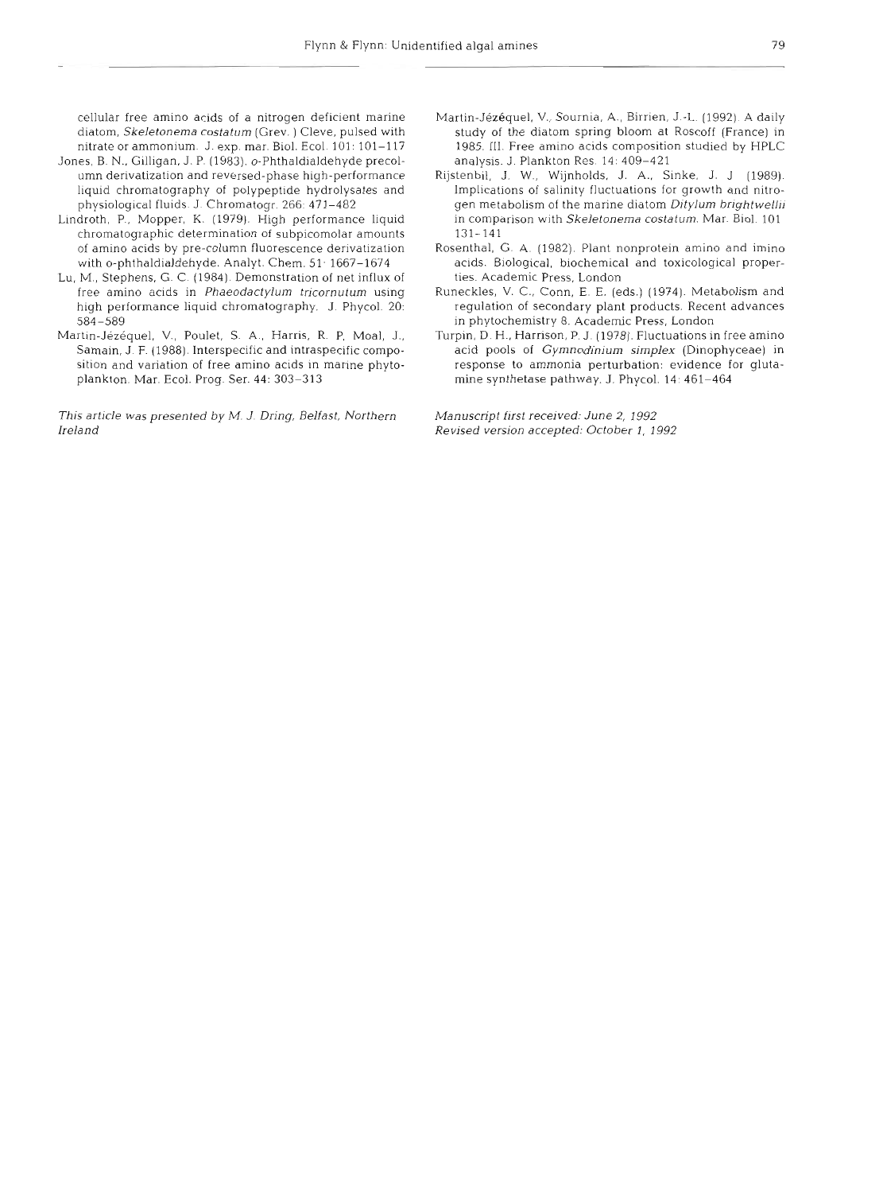cellular free amino acids of a nitrogen deficient marine diatom, *Skeletonema costatum* (Grev.) Cleve, pulsed with nitrate or ammonium. J. exp. mar. Biol. Ecol. 101: 101–117

Jones, B. N., Gilligan, J. P. (1983). o-Phthaldialdehyde precolumn derivatization and reversed-phase high-performance liquid chromatography of polypeptide hydrolysates and physiological fluids. J. Chromatogr. 266: 471–482

Lindroth, P., Mopper, K. (1979). High performance liquid chromatographic determination of subpicomolar amounts of amino acids by pre-column fluorescence derivatization with o-phthaldialdehyde. Analyt. Chem. 51: 1667–1674

Lu, M., Stephens, G. C. (1984). Demonstration of net influx of free amino acids in *Phaeodactylum tricornutum* using high performance liquid chromatography. J. Phycol. 20: 584–589

Martin-Jézéquel, V., Poulet, S. A., Harris, R. P., Moal, J., Samain, J. F. (1988). Interspecific and intraspecific composition and variation of free amino acids in marine phytoplankton. Mar. Ecol. Prog. Ser. 44: 303–313

Martin-Jézéquel, V., Sournia, A., Birrien, J.-L. (1992). A daily study of the diatom spring bloom at Roscoff (France) in 1985. III. Free amino acids composition studied by HPLC analysis. J. Plankton Res. 14: 409–421

Rijstenbil, J. W., Wijnholds, J. A., Sinke, J. J (1989). Implications of salinity fluctuations for growth and nitrogen metabolism of the marine diatom *Ditylum brightwellii* in comparison with *Skeletonema costatum*. Mar. Biol. 101 131–141

Rosenthal, G. A. (1982). Plant nonprotein amino and imino acids. Biological, biochemical and toxicological properties. Academic Press, London

Runeckles, V. C., Conn, E. E. (eds.) (1974). Metabolism and regulation of secondary plant products. Recent advances in phytochemistry 8. Academic Press, London

Turpin, D. H., Harrison, P. J. (1978). Fluctuations in free amino acid pools of *Gymnodinium simplex* (Dinophyceae) in response to ammonia perturbation: evidence for glutamine synthetase pathway. J. Phycol. 14: 461–464

*This article was presented by M. J. Dring, Belfast, Northern Ireland*

*Manuscript first received: June 2, 1992*
*Revised version accepted: October 1, 1992*